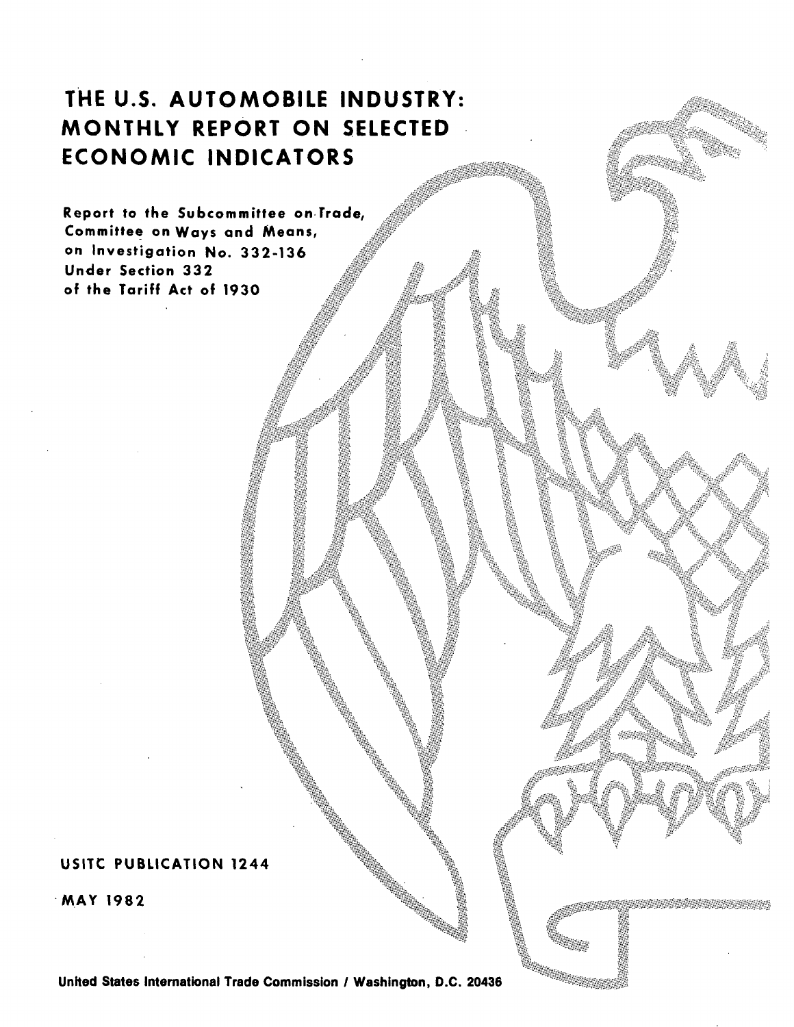# THE U.S. AUTOMOBILE INDUSTRY: MONTHLY REPORT ON SELECTED ECONOMIC INDICATORS

Report to the Subcommittee on Trade, Committee on Ways and Means, on Investigation No. 332-136 Under Section 332 of the Tariff Act of 1930

USITC PUBLICATION 1244

MAY 1982

United States International Trade Commission / Washington, D.C. 20436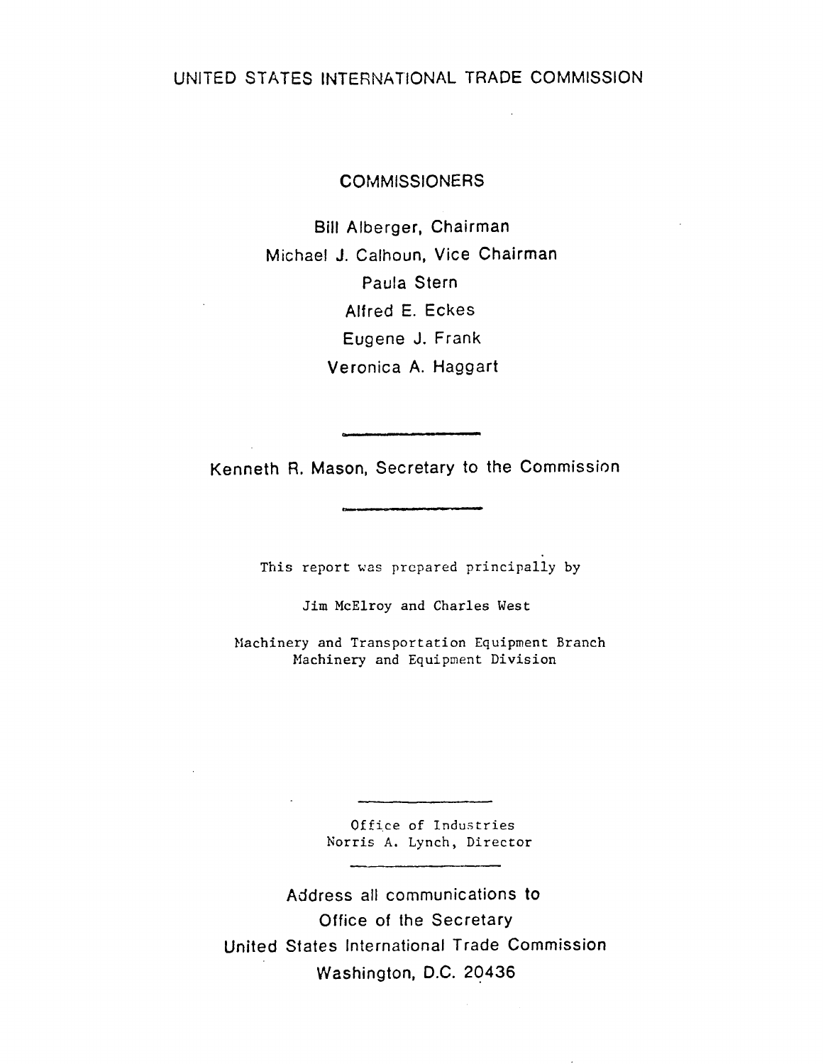UNITED STATES INTERNATIONAL TRADE COMMISSION

COMMISSIONERS

Bill Alberger, Chairman

Michael J. Calhoun, Vice Chairman

Paula Stern

Alfred E. Eckes

Eugene J. Frank

Veronica A. Haggart

---

Kenneth R. Mason, Secretary to the Commission

---

This report was prepared principally by

Jim McElroy and Charles West

Machinery and Transportation Equipment Branch
Machinery and Equipment Division

---

Office of Industries
Norris A. Lynch, Director

---

Address all communications to
Office of the Secretary
United States International Trade Commission
Washington, D.C. 20436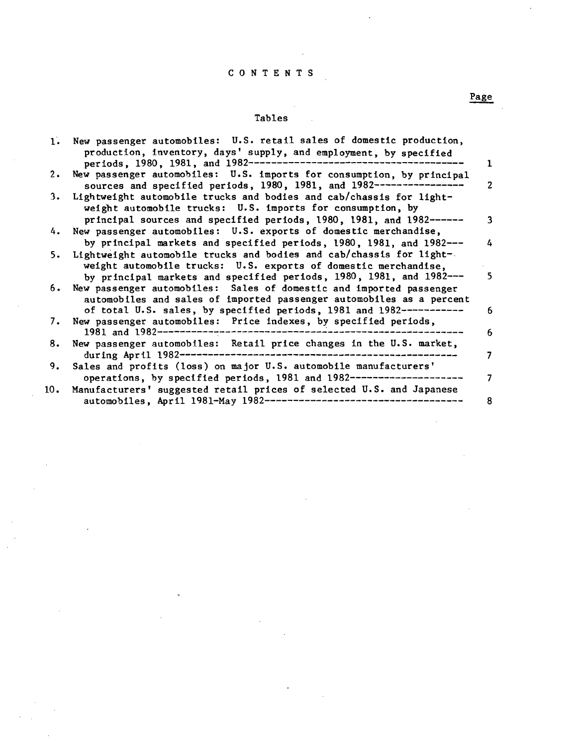# CONTENTS

## Tables

| | | Page |
|---|---|---|
| 1. | New passenger automobiles: U.S. retail sales of domestic production, production, inventory, days' supply, and employment, by specified periods, 1980, 1981, and 1982 | 1 |
| 2. | New passenger automobiles: U.S. imports for consumption, by principal sources and specified periods, 1980, 1981, and 1982 | 2 |
| 3. | Lightweight automobile trucks and bodies and cab/chassis for lightweight automobile trucks: U.S. imports for consumption, by principal sources and specified periods, 1980, 1981, and 1982 | 3 |
| 4. | New passenger automobiles: U.S. exports of domestic merchandise, by principal markets and specified periods, 1980, 1981, and 1982 | 4 |
| 5. | Lightweight automobile trucks and bodies and cab/chassis for lightweight automobile trucks: U.S. exports of domestic merchandise, by principal markets and specified periods, 1980, 1981, and 1982 | 5 |
| 6. | New passenger automobiles: Sales of domestic and imported passenger automobiles and sales of imported passenger automobiles as a percent of total U.S. sales, by specified periods, 1981 and 1982 | 6 |
| 7. | New passenger automobiles: Price indexes, by specified periods, 1981 and 1982 | 6 |
| 8. | New passenger automobiles: Retail price changes in the U.S. market, during April 1982 | 7 |
| 9. | Sales and profits (loss) on major U.S. automobile manufacturers' operations, by specified periods, 1981 and 1982 | 7 |
| 10. | Manufacturers' suggested retail prices of selected U.S. and Japanese automobiles, April 1981-May 1982 | 8 |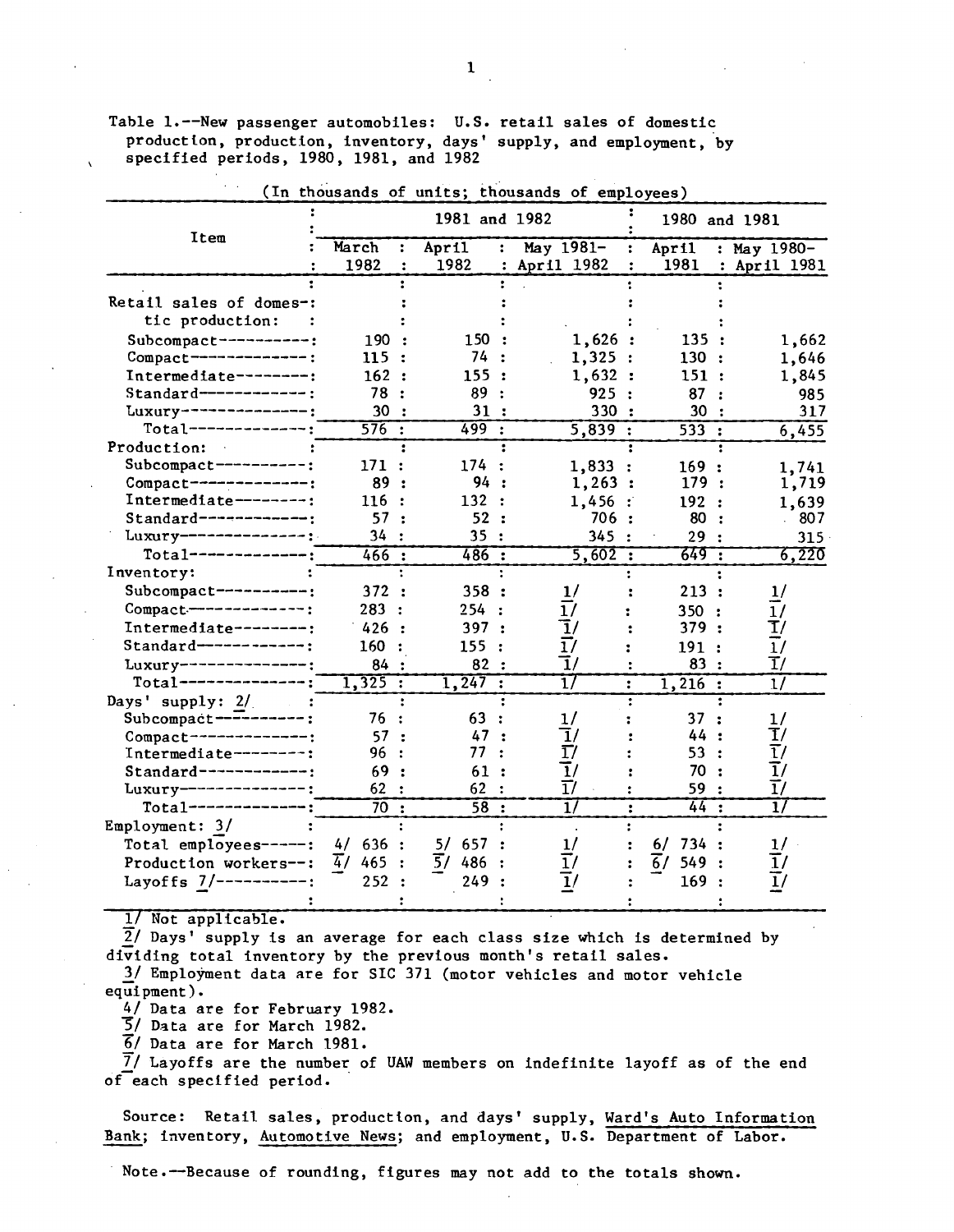Table 1.--New passenger automobiles: U.S. retail sales of domestic production, production, inventory, days' supply, and employment, by specified periods, 1980, 1981, and 1982

(In thousands of units; thousands of employees)

| Item | 1981 and 1982 | | | 1980 and 1981 | |
|---|---|---|---|---|---|
| | March 1982 | April 1982 | May 1981-April 1982 | April 1981 | May 1980-April 1981 |
| Retail sales of domestic production: | | | | | |
| Subcompact | 190 | 150 | 1,626 | 135 | 1,662 |
| Compact | 115 | 74 | 1,325 | 130 | 1,646 |
| Intermediate | 162 | 155 | 1,632 | 151 | 1,845 |
| Standard | 78 | 89 | 925 | 87 | 985 |
| Luxury | 30 | 31 | 330 | 30 | 317 |
| Total | 576 | 499 | 5,839 | 533 | 6,455 |
| Production: | | | | | |
| Subcompact | 171 | 174 | 1,833 | 169 | 1,741 |
| Compact | 89 | 94 | 1,263 | 179 | 1,719 |
| Intermediate | 116 | 132 | 1,456 | 192 | 1,639 |
| Standard | 57 | 52 | 706 | 80 | 807 |
| Luxury | 34 | 35 | 345 | 29 | 315 |
| Total | 466 | 486 | 5,602 | 649 | 6,220 |
| Inventory: | | | | | |
| Subcompact | 372 | 358 | 1/ | 213 | 1/ |
| Compact | 283 | 254 | 1/ | 350 | 1/ |
| Intermediate | 426 | 397 | 1/ | 379 | 1/ |
| Standard | 160 | 155 | 1/ | 191 | 1/ |
| Luxury | 84 | 82 | 1/ | 83 | 1/ |
| Total | 1,325 | 1,247 | 1/ | 1,216 | 1/ |
| Days' supply: 2/ | | | | | |
| Subcompact | 76 | 63 | 1/ | 37 | 1/ |
| Compact | 57 | 47 | 1/ | 44 | 1/ |
| Intermediate | 96 | 77 | 1/ | 53 | 1/ |
| Standard | 69 | 61 | 1/ | 70 | 1/ |
| Luxury | 62 | 62 | 1/ | 59 | 1/ |
| Total | 70 | 58 | 1/ | 44 | 1/ |
| Employment: 3/ | | | | | |
| Total employees | 4/ 636 | 5/ 657 | 1/ | 6/ 734 | 1/ |
| Production workers | 4/ 465 | 5/ 486 | 1/ | 6/ 549 | 1/ |
| Layoffs 7/ | 252 | 249 | 1/ | 169 | 1/ |

1/ Not applicable.

2/ Days' supply is an average for each class size which is determined by dividing total inventory by the previous month's retail sales.

3/ Employment data are for SIC 371 (motor vehicles and motor vehicle equipment).

4/ Data are for February 1982.

5/ Data are for March 1982.

6/ Data are for March 1981.

7/ Layoffs are the number of UAW members on indefinite layoff as of the end of each specified period.

Source: Retail sales, production, and days' supply, Ward's Auto Information Bank; inventory, Automotive News; and employment, U.S. Department of Labor.

Note.--Because of rounding, figures may not add to the totals shown.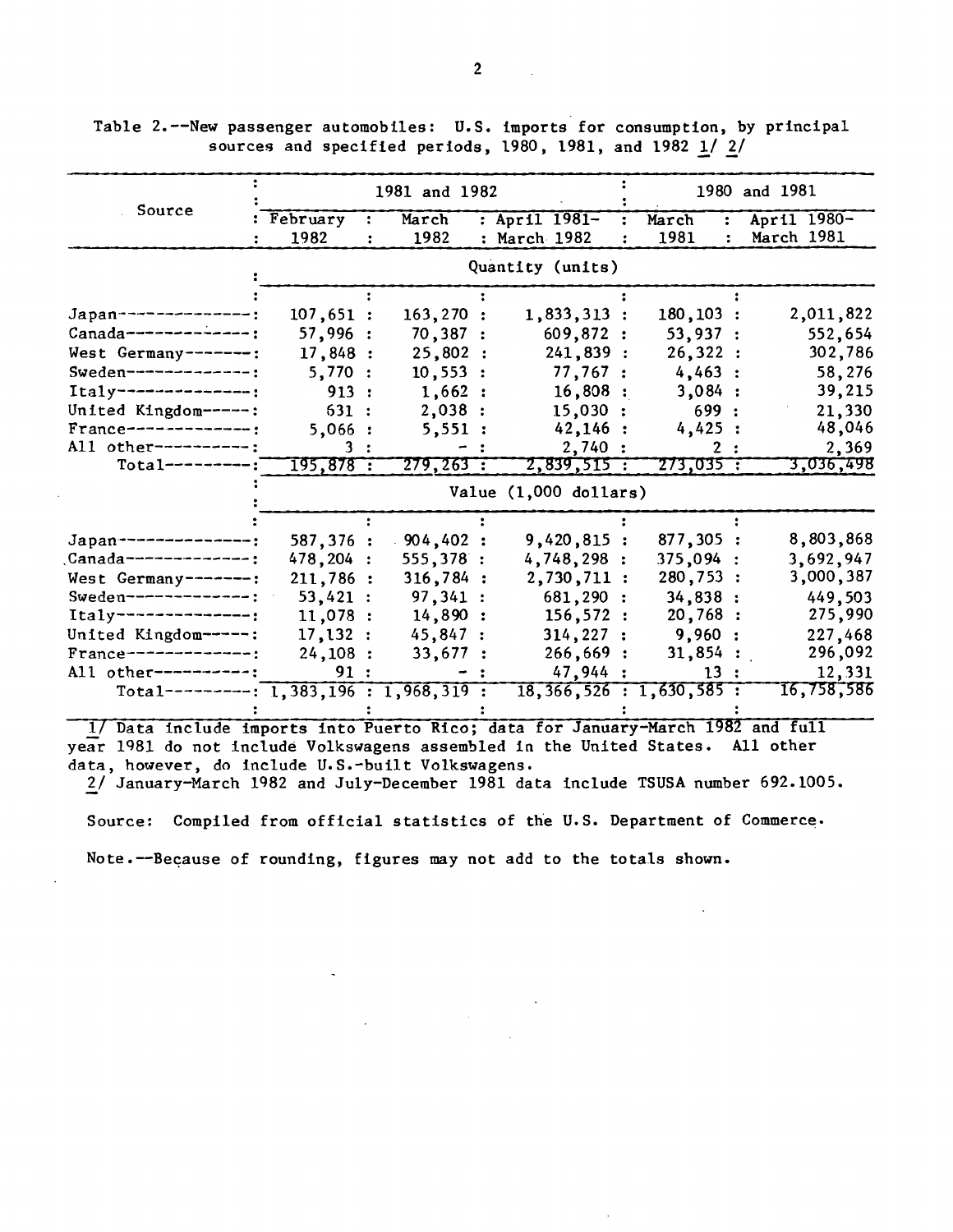Table 2.--New passenger automobiles: U.S. imports for consumption, by principal sources and specified periods, 1980, 1981, and 1982 1/ 2/

| Source | 1981 and 1982 | | | 1980 and 1981 | |
|---|---|---|---|---|---|
| | February 1982 | March 1982 | April 1981-March 1982 | March 1981 | April 1980-March 1981 |
| | Quantity (units) | | | | |
| Japan | 107,651 | 163,270 | 1,833,313 | 180,103 | 2,011,822 |
| Canada | 57,996 | 70,387 | 609,872 | 53,937 | 552,654 |
| West Germany | 17,848 | 25,802 | 241,839 | 26,322 | 302,786 |
| Sweden | 5,770 | 10,553 | 77,767 | 4,463 | 58,276 |
| Italy | 913 | 1,662 | 16,808 | 3,084 | 39,215 |
| United Kingdom | 631 | 2,038 | 15,030 | 699 | 21,330 |
| France | 5,066 | 5,551 | 42,146 | 4,425 | 48,046 |
| All other | 3 | - | 2,740 | 2 | 2,369 |
| Total | 195,878 | 279,263 | 2,839,515 | 273,035 | 3,036,498 |
| | Value (1,000 dollars) | | | | |
| Japan | 587,376 | 904,402 | 9,420,815 | 877,305 | 8,803,868 |
| Canada | 478,204 | 555,378 | 4,748,298 | 375,094 | 3,692,947 |
| West Germany | 211,786 | 316,784 | 2,730,711 | 280,753 | 3,000,387 |
| Sweden | 53,421 | 97,341 | 681,290 | 34,838 | 449,503 |
| Italy | 11,078 | 14,890 | 156,572 | 20,768 | 275,990 |
| United Kingdom | 17,132 | 45,847 | 314,227 | 9,960 | 227,468 |
| France | 24,108 | 33,677 | 266,669 | 31,854 | 296,092 |
| All other | 91 | - | 47,944 | 13 | 12,331 |
| Total | 1,383,196 | 1,968,319 | 18,366,526 | 1,630,585 | 16,758,586 |

1/ Data include imports into Puerto Rico; data for January-March 1982 and full year 1981 do not include Volkswagens assembled in the United States. All other data, however, do include U.S.-built Volkswagens.

2/ January-March 1982 and July-December 1981 data include TSUSA number 692.1005.

Source: Compiled from official statistics of the U.S. Department of Commerce.

Note.--Because of rounding, figures may not add to the totals shown.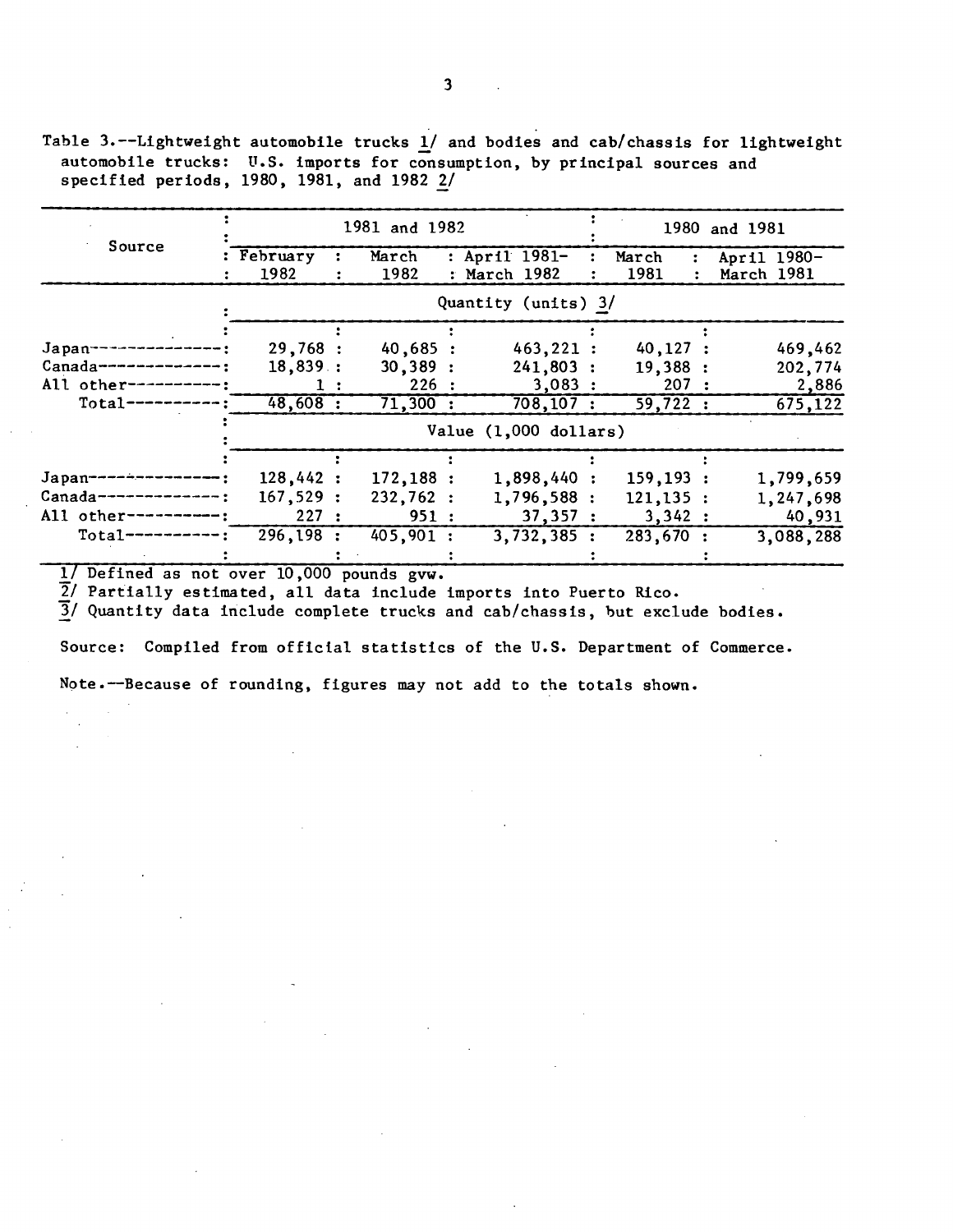Table 3.--Lightweight automobile trucks 1/ and bodies and cab/chassis for lightweight automobile trucks: U.S. imports for consumption, by principal sources and specified periods, 1980, 1981, and 1982 2/

| Source | 1981 and 1982 | | | 1980 and 1981 | |
|---|---|---|---|---|---|
| | February 1982 | March 1982 | April 1981-March 1982 | March 1981 | April 1980-March 1981 |
| | Quantity (units) 3/ | | | | |
| Japan | 29,768 | 40,685 | 463,221 | 40,127 | 469,462 |
| Canada | 18,839 | 30,389 | 241,803 | 19,388 | 202,774 |
| All other | 1 | 226 | 3,083 | 207 | 2,886 |
| Total | 48,608 | 71,300 | 708,107 | 59,722 | 675,122 |
| | Value (1,000 dollars) | | | | |
| Japan | 128,442 | 172,188 | 1,898,440 | 159,193 | 1,799,659 |
| Canada | 167,529 | 232,762 | 1,796,588 | 121,135 | 1,247,698 |
| All other | 227 | 951 | 37,357 | 3,342 | 40,931 |
| Total | 296,198 | 405,901 | 3,732,385 | 283,670 | 3,088,288 |

1/ Defined as not over 10,000 pounds gvw.

2/ Partially estimated, all data include imports into Puerto Rico.

3/ Quantity data include complete trucks and cab/chassis, but exclude bodies.

Source: Compiled from official statistics of the U.S. Department of Commerce.

Note.--Because of rounding, figures may not add to the totals shown.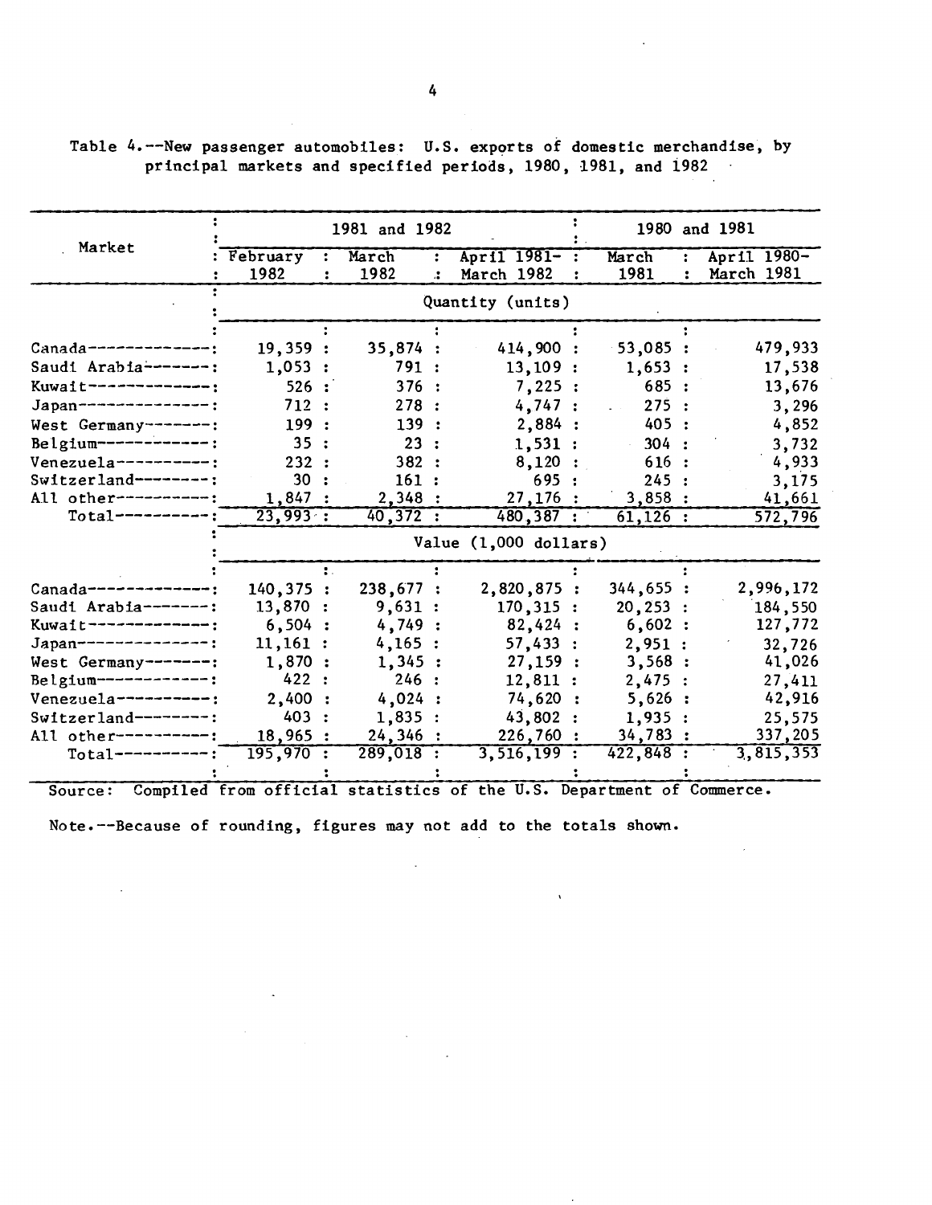Table 4.--New passenger automobiles: U.S. exports of domestic merchandise, by principal markets and specified periods, 1980, 1981, and 1982

| Market | 1981 and 1982 | | | 1980 and 1981 | |
|---|---|---|---|---|---|
| | February 1982 | March 1982 | April 1981-March 1982 | March 1981 | April 1980-March 1981 |
| | Quantity (units) | | | | |
| Canada | 19,359 | 35,874 | 414,900 | 53,085 | 479,933 |
| Saudi Arabia | 1,053 | 791 | 13,109 | 1,653 | 17,538 |
| Kuwait | 526 | 376 | 7,225 | 685 | 13,676 |
| Japan | 712 | 278 | 4,747 | 275 | 3,296 |
| West Germany | 199 | 139 | 2,884 | 405 | 4,852 |
| Belgium | 35 | 23 | 1,531 | 304 | 3,732 |
| Venezuela | 232 | 382 | 8,120 | 616 | 4,933 |
| Switzerland | 30 | 161 | 695 | 245 | 3,175 |
| All other | 1,847 | 2,348 | 27,176 | 3,858 | 41,661 |
| Total | 23,993 | 40,372 | 480,387 | 61,126 | 572,796 |
| | Value (1,000 dollars) | | | | |
| Canada | 140,375 | 238,677 | 2,820,875 | 344,655 | 2,996,172 |
| Saudi Arabia | 13,870 | 9,631 | 170,315 | 20,253 | 184,550 |
| Kuwait | 6,504 | 4,749 | 82,424 | 6,602 | 127,772 |
| Japan | 11,161 | 4,165 | 57,433 | 2,951 | 32,726 |
| West Germany | 1,870 | 1,345 | 27,159 | 3,568 | 41,026 |
| Belgium | 422 | 246 | 12,811 | 2,475 | 27,411 |
| Venezuela | 2,400 | 4,024 | 74,620 | 5,626 | 42,916 |
| Switzerland | 403 | 1,835 | 43,802 | 1,935 | 25,575 |
| All other | 18,965 | 24,346 | 226,760 | 34,783 | 337,205 |
| Total | 195,970 | 289,018 | 3,516,199 | 422,848 | 3,815,353 |

Source: Compiled from official statistics of the U.S. Department of Commerce.

Note.--Because of rounding, figures may not add to the totals shown.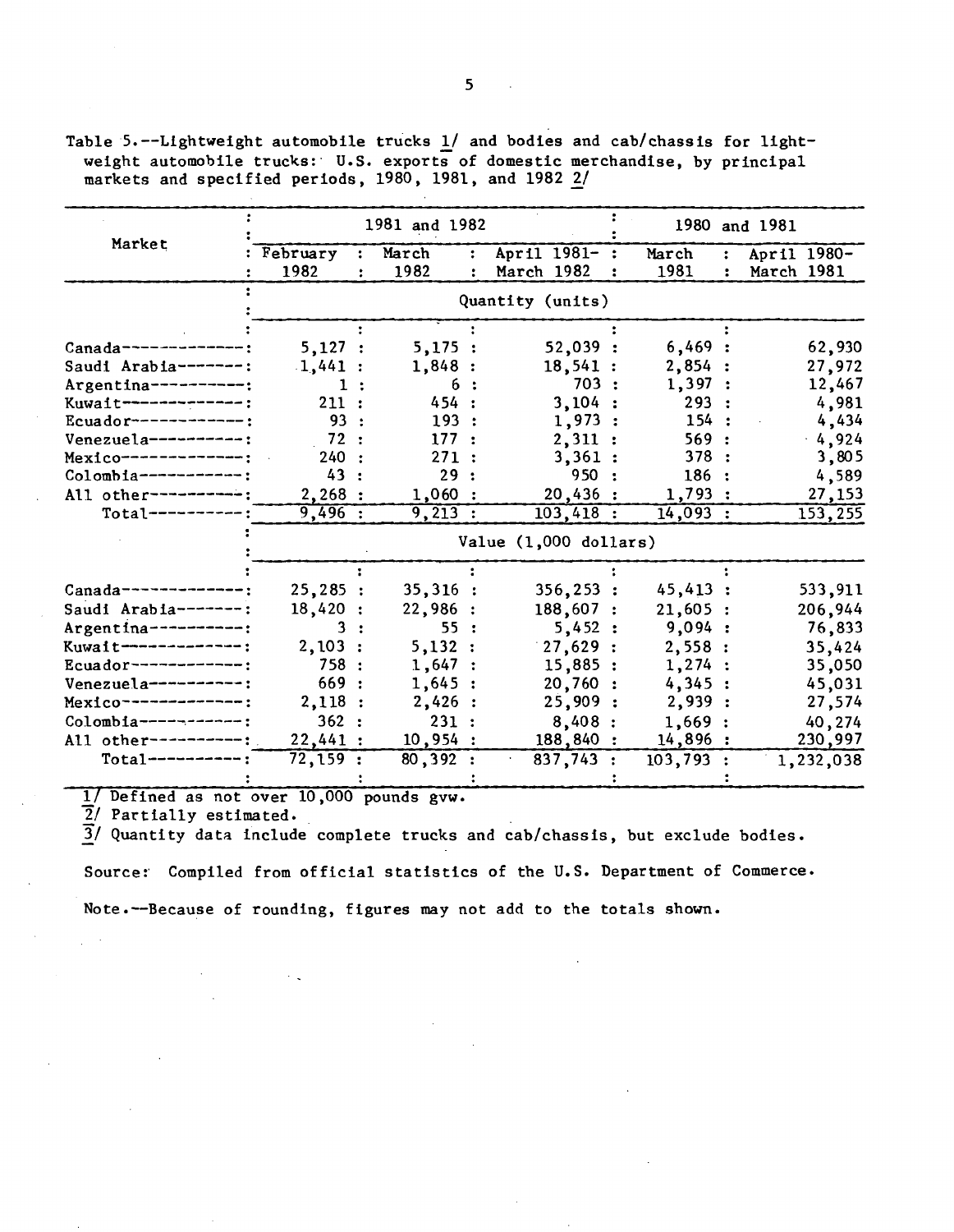Table 5.--Lightweight automobile trucks 1/ and bodies and cab/chassis for lightweight automobile trucks: U.S. exports of domestic merchandise, by principal markets and specified periods, 1980, 1981, and 1982 2/

| Market | 1981 and 1982 | | | 1980 and 1981 | |
|---|---|---|---|---|---|
| | February 1982 | March 1982 | April 1981-March 1982 | March 1981 | April 1980-March 1981 |
| | Quantity (units) | | | | |
| Canada | 5,127 | 5,175 | 52,039 | 6,469 | 62,930 |
| Saudi Arabia | 1,441 | 1,848 | 18,541 | 2,854 | 27,972 |
| Argentina | 1 | 6 | 703 | 1,397 | 12,467 |
| Kuwait | 211 | 454 | 3,104 | 293 | 4,981 |
| Ecuador | 93 | 193 | 1,973 | 154 | 4,434 |
| Venezuela | 72 | 177 | 2,311 | 569 | 4,924 |
| Mexico | 240 | 271 | 3,361 | 378 | 3,805 |
| Colombia | 43 | 29 | 950 | 186 | 4,589 |
| All other | 2,268 | 1,060 | 20,436 | 1,793 | 27,153 |
| Total | 9,496 | 9,213 | 103,418 | 14,093 | 153,255 |
| | Value (1,000 dollars) | | | | |
| Canada | 25,285 | 35,316 | 356,253 | 45,413 | 533,911 |
| Saudi Arabia | 18,420 | 22,986 | 188,607 | 21,605 | 206,944 |
| Argentina | 3 | 55 | 5,452 | 9,094 | 76,833 |
| Kuwait | 2,103 | 5,132 | 27,629 | 2,558 | 35,424 |
| Ecuador | 758 | 1,647 | 15,885 | 1,274 | 35,050 |
| Venezuela | 669 | 1,645 | 20,760 | 4,345 | 45,031 |
| Mexico | 2,118 | 2,426 | 25,909 | 2,939 | 27,574 |
| Colombia | 362 | 231 | 8,408 | 1,669 | 40,274 |
| All other | 22,441 | 10,954 | 188,840 | 14,896 | 230,997 |
| Total | 72,159 | 80,392 | 837,743 | 103,793 | 1,232,038 |

1/ Defined as not over 10,000 pounds gvw.

2/ Partially estimated.

3/ Quantity data include complete trucks and cab/chassis, but exclude bodies.

Source: Compiled from official statistics of the U.S. Department of Commerce.

Note.--Because of rounding, figures may not add to the totals shown.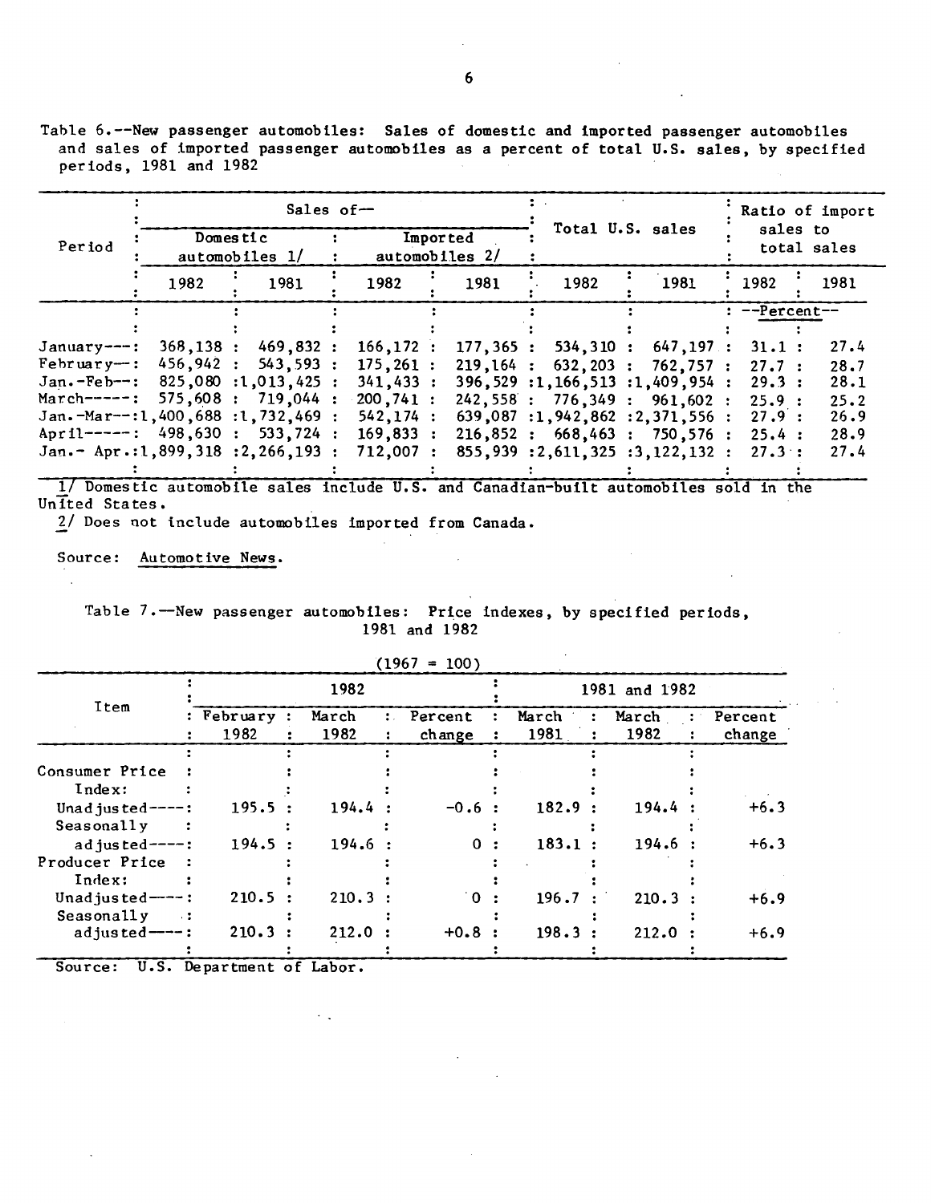Table 6.--New passenger automobiles: Sales of domestic and imported passenger automobiles and sales of imported passenger automobiles as a percent of total U.S. sales, by specified periods, 1981 and 1982

| Period | Sales of-- | | | | Total U.S. sales | | Ratio of import sales to total sales | |
|---|---|---|---|---|---|---|---|---|
| | Domestic automobiles 1/ | | Imported automobiles 2/ | | | | | |
| | 1982 | 1981 | 1982 | 1981 | 1982 | 1981 | 1982 | 1981 |
| | | | | | | | --Percent-- | |
| January | 368,138 | 469,832 | 166,172 | 177,365 | 534,310 | 647,197 | 31.1 | 27.4 |
| February | 456,942 | 543,593 | 175,261 | 219,164 | 632,203 | 762,757 | 27.7 | 28.7 |
| Jan.-Feb | 825,080 | 1,013,425 | 341,433 | 396,529 | 1,166,513 | 1,409,954 | 29.3 | 28.1 |
| March | 575,608 | 719,044 | 200,741 | 242,558 | 776,349 | 961,602 | 25.9 | 25.2 |
| Jan.-Mar | 1,400,688 | 1,732,469 | 542,174 | 639,087 | 1,942,862 | 2,371,556 | 27.9 | 26.9 |
| April | 498,630 | 533,724 | 169,833 | 216,852 | 668,463 | 750,576 | 25.4 | 28.9 |
| Jan.- Apr. | 1,899,318 | 2,266,193 | 712,007 | 855,939 | 2,611,325 | 3,122,132 | 27.3 | 27.4 |

1/ Domestic automobile sales include U.S. and Canadian-built automobiles sold in the United States.

2/ Does not include automobiles imported from Canada.

Source: Automotive News.

Table 7.--New passenger automobiles: Price indexes, by specified periods, 1981 and 1982

(1967 = 100)

| Item | 1982 | | | 1981 and 1982 | | |
|---|---|---|---|---|---|---|
| | February 1982 | March 1982 | Percent change | March 1981 | March 1982 | Percent change |
| Consumer Price Index: | | | | | | |
| Unadjusted | 195.5 | 194.4 | -0.6 | 182.9 | 194.4 | +6.3 |
| Seasonally adjusted | 194.5 | 194.6 | 0 | 183.1 | 194.6 | +6.3 |
| Producer Price Index: | | | | | | |
| Unadjusted | 210.5 | 210.3 | 0 | 196.7 | 210.3 | +6.9 |
| Seasonally adjusted | 210.3 | 212.0 | +0.8 | 198.3 | 212.0 | +6.9 |

Source: U.S. Department of Labor.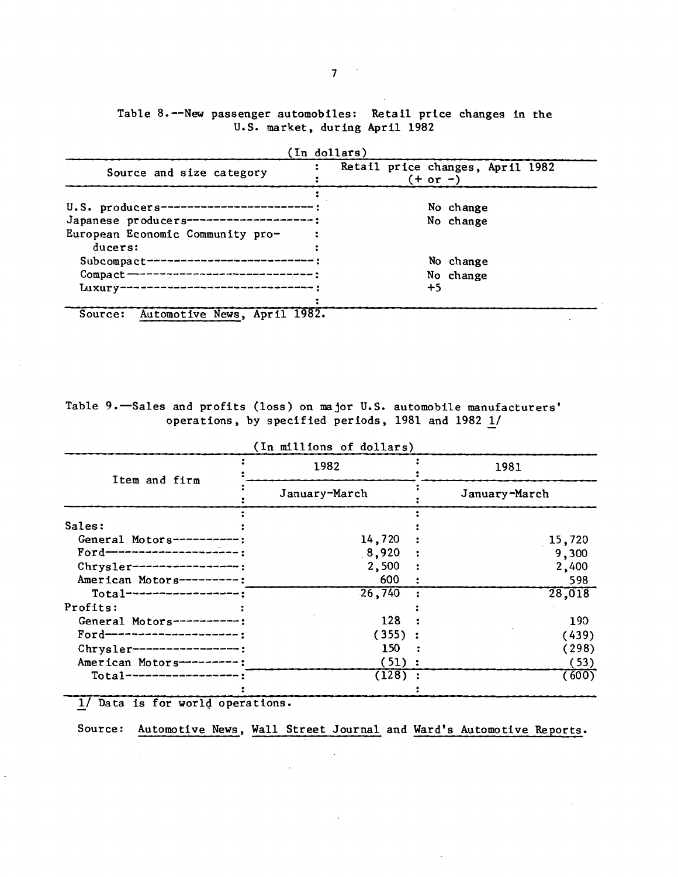Table 8.--New passenger automobiles: Retail price changes in the U.S. market, during April 1982

(In dollars)

| Source and size category | Retail price changes, April 1982 (+ or -) |
|---|---|
| U.S. producers | No change |
| Japanese producers | No change |
| European Economic Community producers: | |
| Subcompact | No change |
| Compact | No change |
| Luxury | +5 |

Source: Automotive News, April 1982.

Table 9.--Sales and profits (loss) on major U.S. automobile manufacturers' operations, by specified periods, 1981 and 1982 1/

(In millions of dollars)

| Item and firm | 1982 | 1981 |
|---|---|---|
| | January-March | January-March |
| Sales: | | |
| General Motors | 14,720 | 15,720 |
| Ford | 8,920 | 9,300 |
| Chrysler | 2,500 | 2,400 |
| American Motors | 600 | 598 |
| Total | 26,740 | 28,018 |
| Profits: | | |
| General Motors | 128 | 190 |
| Ford | (355) | (439) |
| Chrysler | 150 | (298) |
| American Motors | (51) | (53) |
| Total | (128) | (600) |

1/ Data is for world operations.

Source: Automotive News, Wall Street Journal and Ward's Automotive Reports.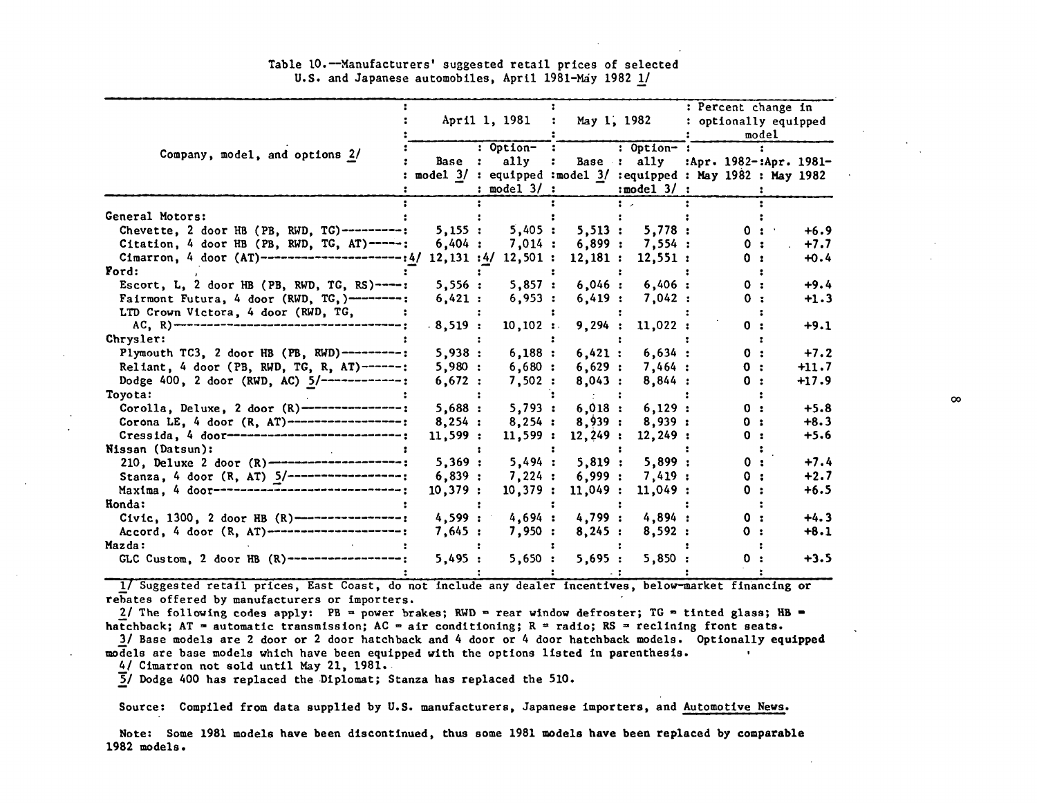Table 10.--Manufacturers' suggested retail prices of selected U.S. and Japanese automobiles, April 1981-May 1982 1/

| Company, model, and options 2/ | April 1, 1981 | | May 1, 1982 | | Percent change in optionally equipped model | |
|---|---|---|---|---|---|---|
| | Base model 3/ | Optionally equipped model 3/ | Base model 3/ | Optionally equipped model 3/ | Apr. 1982-May 1982 | Apr. 1981-May 1982 |
| General Motors: | | | | | | |
| Chevette, 2 door HB (PB, RWD, TG) | 5,155 | 5,405 | 5,513 | 5,778 | 0 | +6.9 |
| Citation, 4 door HB (PB, RWD, TG, AT) | 6,404 | 7,014 | 6,899 | 7,554 | 0 | +7.7 |
| Cimarron, 4 door (AT) | 4/ 12,131 | 4/ 12,501 | 12,181 | 12,551 | 0 | +0.4 |
| Ford: | | | | | | |
| Escort, L, 2 door HB (PB, RWD, TG, RS) | 5,556 | 5,857 | 6,046 | 6,406 | 0 | +9.4 |
| Fairmont Futura, 4 door (RWD, TG,) | 6,421 | 6,953 | 6,419 | 7,042 | 0 | +1.3 |
| LTD Crown Victora, 4 door (RWD, TG, AC, R) | 8,519 | 10,102 | 9,294 | 11,022 | 0 | +9.1 |
| Chrysler: | | | | | | |
| Plymouth TC3, 2 door HB (PB, RWD) | 5,938 | 6,188 | 6,421 | 6,634 | 0 | +7.2 |
| Reliant, 4 door (PB, RWD, TG, R, AT) | 5,980 | 6,680 | 6,629 | 7,464 | 0 | +11.7 |
| Dodge 400, 2 door (RWD, AC) 5/ | 6,672 | 7,502 | 8,043 | 8,844 | 0 | +17.9 |
| Toyota: | | | | | | |
| Corolla, Deluxe, 2 door (R) | 5,688 | 5,793 | 6,018 | 6,129 | 0 | +5.8 |
| Corona LE, 4 door (R, AT) | 8,254 | 8,254 | 8,939 | 8,939 | 0 | +8.3 |
| Cressida, 4 door | 11,599 | 11,599 | 12,249 | 12,249 | 0 | +5.6 |
| Nissan (Datsun): | | | | | | |
| 210, Deluxe 2 door (R) | 5,369 | 5,494 | 5,819 | 5,899 | 0 | +7.4 |
| Stanza, 4 door (R, AT) 5/ | 6,839 | 7,224 | 6,999 | 7,419 | 0 | +2.7 |
| Maxima, 4 door | 10,379 | 10,379 | 11,049 | 11,049 | 0 | +6.5 |
| Honda: | | | | | | |
| Civic, 1300, 2 door HB (R) | 4,599 | 4,694 | 4,799 | 4,894 | 0 | +4.3 |
| Accord, 4 door (R, AT) | 7,645 | 7,950 | 8,245 | 8,592 | 0 | +8.1 |
| Mazda: | | | | | | |
| GLC Custom, 2 door HB (R) | 5,495 | 5,650 | 5,695 | 5,850 | 0 | +3.5 |

1/ Suggested retail prices, East Coast, do not include any dealer incentives, below-market financing or rebates offered by manufacturers or importers.

2/ The following codes apply: PB = power brakes; RWD = rear window defroster; TG = tinted glass; HB = hatchback; AT = automatic transmission; AC = air conditioning; R = radio; RS = reclining front seats.

3/ Base models are 2 door or 2 door hatchback and 4 door or 4 door hatchback models. Optionally equipped models are base models which have been equipped with the options listed in parenthesis.

4/ Cimarron not sold until May 21, 1981.

5/ Dodge 400 has replaced the Diplomat; Stanza has replaced the 510.

Source: Compiled from data supplied by U.S. manufacturers, Japanese importers, and Automotive News.

Note: Some 1981 models have been discontinued, thus some 1981 models have been replaced by comparable 1982 models.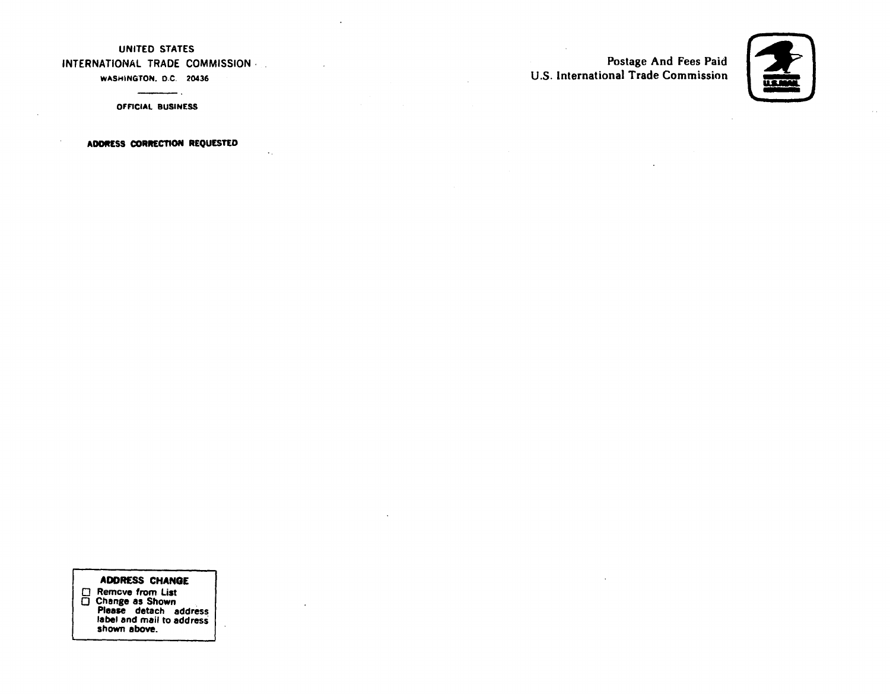UNITED STATES
INTERNATIONAL TRADE COMMISSION
WASHINGTON, D.C. 20436

OFFICIAL BUSINESS

ADDRESS CORRECTION REQUESTED

Postage And Fees Paid
U.S. International Trade Commission

U.S. MAIL

**ADDRESS CHANGE**

- ☐ Remcve from List
- ☐ Change as Shown

Please detach address label and mail to address shown above.